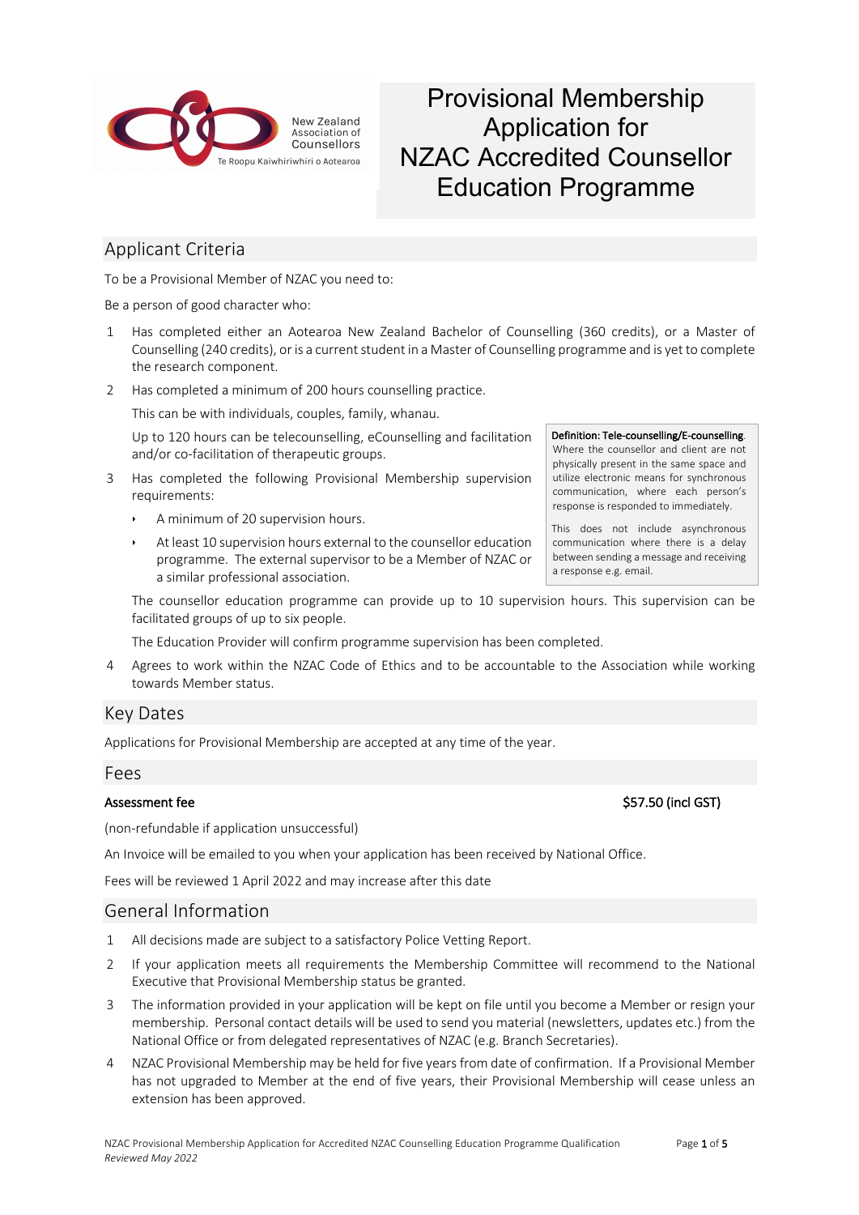New Zealand Association of Counsellors

Te Roopu Kaiwhiriwhiri o Aotearoa

# Provisional Membership Application for NZAC Accredited Counsellor Education Programme

## Applicant Criteria

To be a Provisional Member of NZAC you need to:

Be a person of good character who:

1. Has completed either an Aotearoa New Zealand Bachelor of Counselling (360 credits), or a Master of Counselling (240 credits), or is a current student in a Master of Counselling programme and is yet to complete the research component.
2. Has completed a minimum of 200 hours counselling practice.

   This can be with individuals, couples, family, whanau.

   Up to 120 hours can be telecounselling, eCounselling and facilitation and/or co-facilitation of therapeutic groups.
3. Has completed the following Provisional Membership supervision requirements:
   - A minimum of 20 supervision hours.
   - At least 10 supervision hours external to the counsellor education programme. The external supervisor to be a Member of NZAC or a similar professional association.

   The counsellor education programme can provide up to 10 supervision hours. This supervision can be facilitated groups of up to six people.

   The Education Provider will confirm programme supervision has been completed.
4. Agrees to work within the NZAC Code of Ethics and to be accountable to the Association while working towards Member status.

> **Definition: Tele-counselling/E-counselling.** Where the counsellor and client are not physically present in the same space and utilize electronic means for synchronous communication, where each person's response is responded to immediately.
>
> This does not include asynchronous communication where there is a delay between sending a message and receiving a response e.g. email.

## Key Dates

Applications for Provisional Membership are accepted at any time of the year.

## Fees

**Assessment fee** **$57.50 (incl GST)**

(non-refundable if application unsuccessful)

An Invoice will be emailed to you when your application has been received by National Office.

Fees will be reviewed 1 April 2022 and may increase after this date

## General Information

1. All decisions made are subject to a satisfactory Police Vetting Report.
2. If your application meets all requirements the Membership Committee will recommend to the National Executive that Provisional Membership status be granted.
3. The information provided in your application will be kept on file until you become a Member or resign your membership. Personal contact details will be used to send you material (newsletters, updates etc.) from the National Office or from delegated representatives of NZAC (e.g. Branch Secretaries).
4. NZAC Provisional Membership may be held for five years from date of confirmation. If a Provisional Member has not upgraded to Member at the end of five years, their Provisional Membership will cease unless an extension has been approved.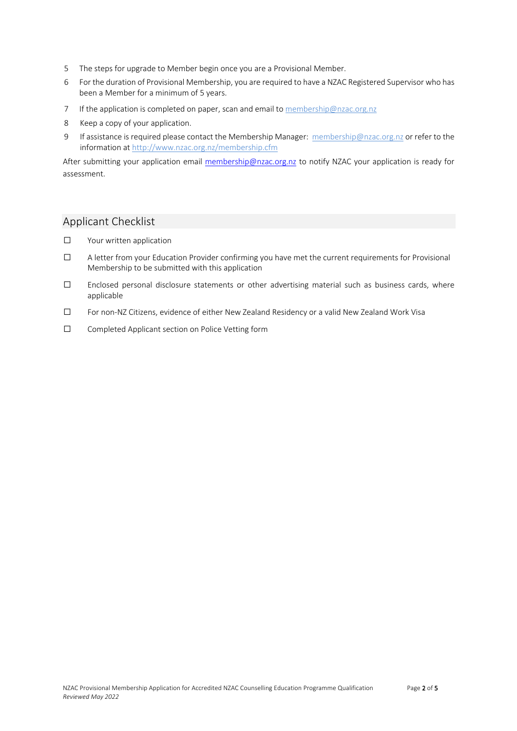5. The steps for upgrade to Member begin once you are a Provisional Member.
6. For the duration of Provisional Membership, you are required to have a NZAC Registered Supervisor who has been a Member for a minimum of 5 years.
7. If the application is completed on paper, scan and email to membership@nzac.org.nz
8. Keep a copy of your application.
9. If assistance is required please contact the Membership Manager: membership@nzac.org.nz or refer to the information at http://www.nzac.org.nz/membership.cfm

After submitting your application email membership@nzac.org.nz to notify NZAC your application is ready for assessment.

## Applicant Checklist

- ☐ Your written application
- ☐ A letter from your Education Provider confirming you have met the current requirements for Provisional Membership to be submitted with this application
- ☐ Enclosed personal disclosure statements or other advertising material such as business cards, where applicable
- ☐ For non-NZ Citizens, evidence of either New Zealand Residency or a valid New Zealand Work Visa
- ☐ Completed Applicant section on Police Vetting form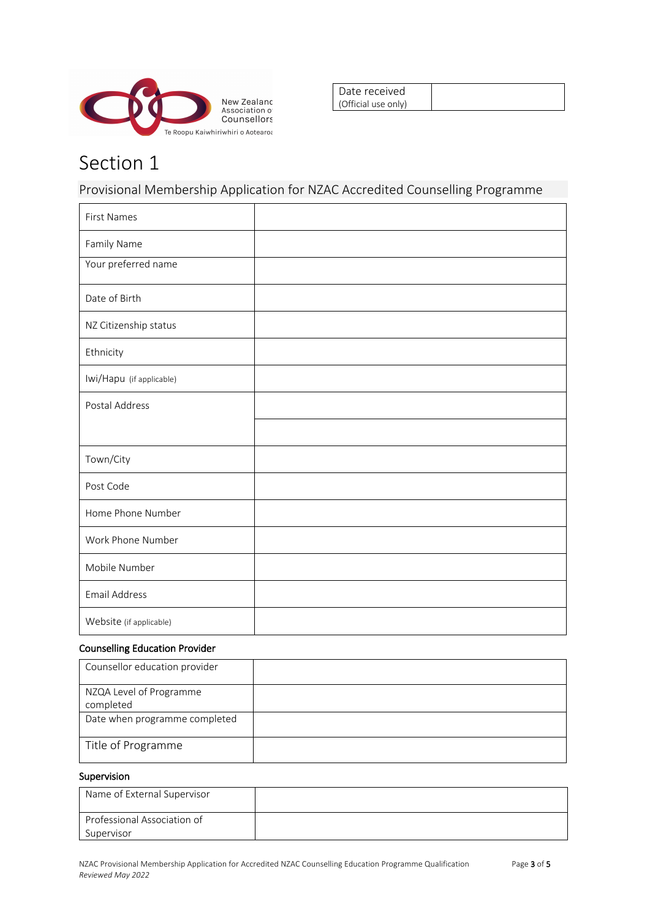New Zealand Association of Counsellors
Te Roopu Kaiwhiriwhiri o Aotearoa

| Date received (Official use only) | |
|---|---|

# Section 1

## Provisional Membership Application for NZAC Accredited Counselling Programme

| | |
|---|---|
| First Names | |
| Family Name | |
| Your preferred name | |
| Date of Birth | |
| NZ Citizenship status | |
| Ethnicity | |
| Iwi/Hapu (if applicable) | |
| Postal Address | |
| | |
| Town/City | |
| Post Code | |
| Home Phone Number | |
| Work Phone Number | |
| Mobile Number | |
| Email Address | |
| Website (if applicable) | |

### Counselling Education Provider

| | |
|---|---|
| Counsellor education provider | |
| NZQA Level of Programme completed | |
| Date when programme completed | |
| Title of Programme | |

### Supervision

| | |
|---|---|
| Name of External Supervisor | |
| Professional Association of Supervisor | |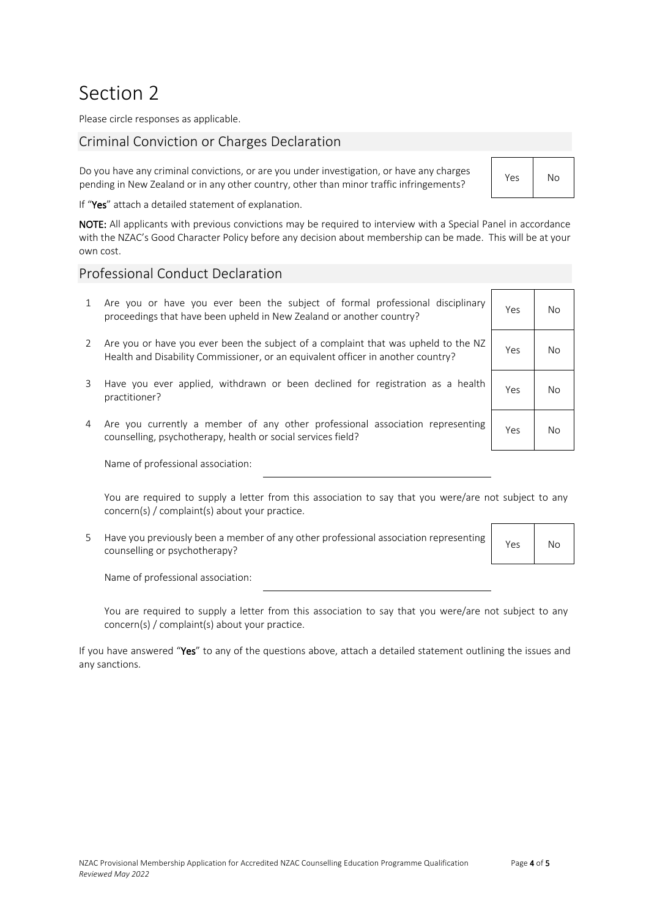# Section 2

Please circle responses as applicable.

## Criminal Conviction or Charges Declaration

| Question | | |
|---|---|---|
| Do you have any criminal convictions, or are you under investigation, or have any charges pending in New Zealand or in any other country, other than minor traffic infringements? | Yes | No |

If "**Yes**" attach a detailed statement of explanation.

**NOTE:** All applicants with previous convictions may be required to interview with a Special Panel in accordance with the NZAC's Good Character Policy before any decision about membership can be made. This will be at your own cost.

## Professional Conduct Declaration

| | Question | | |
|---|---|---|---|
| 1 | Are you or have you ever been the subject of formal professional disciplinary proceedings that have been upheld in New Zealand or another country? | Yes | No |
| 2 | Are you or have you ever been the subject of a complaint that was upheld to the NZ Health and Disability Commissioner, or an equivalent officer in another country? | Yes | No |
| 3 | Have you ever applied, withdrawn or been declined for registration as a health practitioner? | Yes | No |
| 4 | Are you currently a member of any other professional association representing counselling, psychotherapy, health or social services field? | Yes | No |

Name of professional association: \_\_\_\_\_\_\_\_\_\_\_\_\_\_\_\_\_\_\_\_\_\_\_\_\_\_\_\_\_\_

You are required to supply a letter from this association to say that you were/are not subject to any concern(s) / complaint(s) about your practice.

| | Question | | |
|---|---|---|---|
| 5 | Have you previously been a member of any other professional association representing counselling or psychotherapy? | Yes | No |

Name of professional association: \_\_\_\_\_\_\_\_\_\_\_\_\_\_\_\_\_\_\_\_\_\_\_\_\_\_\_\_\_\_

You are required to supply a letter from this association to say that you were/are not subject to any concern(s) / complaint(s) about your practice.

If you have answered "**Yes**" to any of the questions above, attach a detailed statement outlining the issues and any sanctions.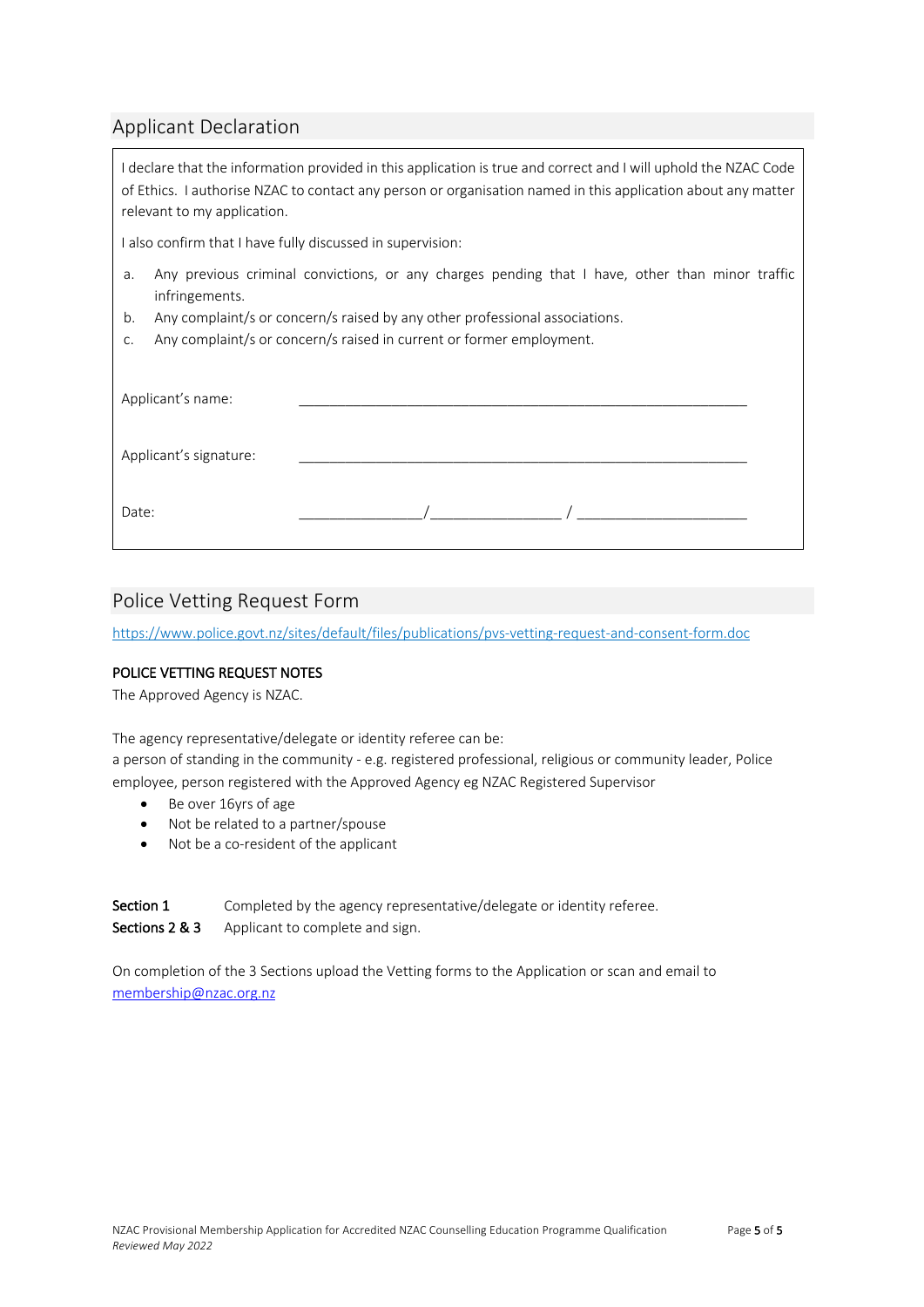## Applicant Declaration

I declare that the information provided in this application is true and correct and I will uphold the NZAC Code of Ethics. I authorise NZAC to contact any person or organisation named in this application about any matter relevant to my application.

I also confirm that I have fully discussed in supervision:

a. Any previous criminal convictions, or any charges pending that I have, other than minor traffic infringements.
b. Any complaint/s or concern/s raised by any other professional associations.
c. Any complaint/s or concern/s raised in current or former employment.

Applicant's name: ____________________________________________

Applicant's signature: ____________________________________________

Date: ______________/______________ / ____________________

## Police Vetting Request Form

https://www.police.govt.nz/sites/default/files/publications/pvs-vetting-request-and-consent-form.doc

POLICE VETTING REQUEST NOTES

The Approved Agency is NZAC.

The agency representative/delegate or identity referee can be:
a person of standing in the community - e.g. registered professional, religious or community leader, Police employee, person registered with the Approved Agency eg NZAC Registered Supervisor

- Be over 16yrs of age
- Not be related to a partner/spouse
- Not be a co-resident of the applicant

**Section 1** Completed by the agency representative/delegate or identity referee.
**Sections 2 & 3** Applicant to complete and sign.

On completion of the 3 Sections upload the Vetting forms to the Application or scan and email to membership@nzac.org.nz